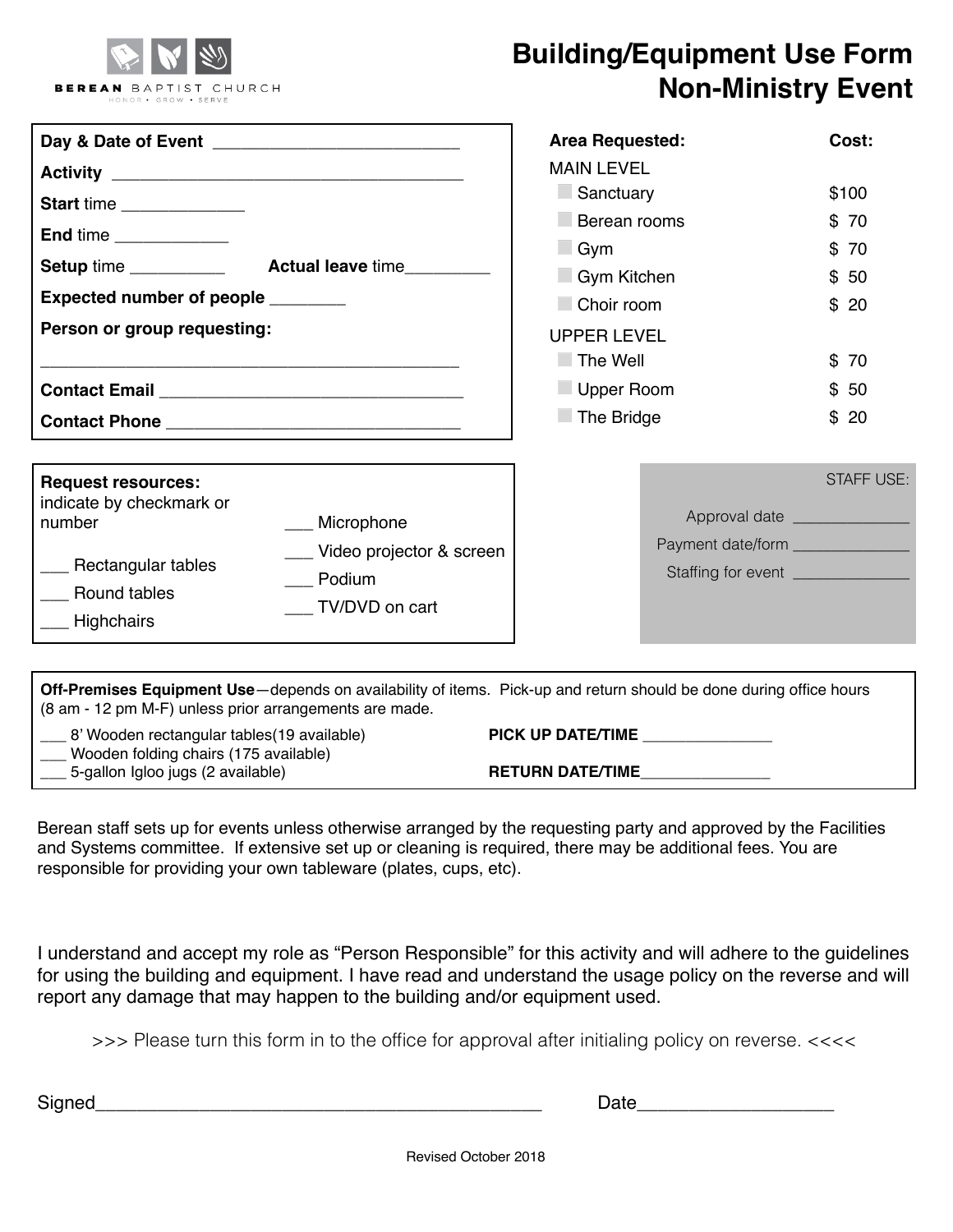BEREAN BAPTIST CHURCH
HONOR • GROW • SERVE

# Building/Equipment Use Form
# Non-Ministry Event

**Day & Date of Event** ___________________________

**Activity** ________________________________________

**Start** time _____________

**End** time ____________

**Setup** time __________ **Actual leave** time_________

**Expected number of people** ________

**Person or group requesting:**

_______________________________________________

**Contact Email** _________________________________

**Contact Phone** ________________________________

| **Area Requested:** | **Cost:** |
|---|---|
| MAIN LEVEL | |
| ☐ Sanctuary | $100 |
| ☐ Berean rooms | $ 70 |
| ☐ Gym | $ 70 |
| ☐ Gym Kitchen | $ 50 |
| ☐ Choir room | $ 20 |
| UPPER LEVEL | |
| ☐ The Well | $ 70 |
| ☐ Upper Room | $ 50 |
| ☐ The Bridge | $ 20 |

**Request resources:** indicate by checkmark or number

___ Rectangular tables
___ Round tables
___ Highchairs
___ Microphone
___ Video projector & screen
___ Podium
___ TV/DVD on cart

STAFF USE:

Approval date _____________
Payment date/form _____________
Staffing for event _____________

**Off-Premises Equipment Use**—depends on availability of items. Pick-up and return should be done during office hours (8 am - 12 pm M-F) unless prior arrangements are made.

___ 8' Wooden rectangular tables(19 available)
___ Wooden folding chairs (175 available)
___ 5-gallon Igloo jugs (2 available)

**PICK UP DATE/TIME** _______________

**RETURN DATE/TIME**_______________

Berean staff sets up for events unless otherwise arranged by the requesting party and approved by the Facilities and Systems committee. If extensive set up or cleaning is required, there may be additional fees. You are responsible for providing your own tableware (plates, cups, etc).

I understand and accept my role as "Person Responsible" for this activity and will adhere to the guidelines for using the building and equipment. I have read and understand the usage policy on the reverse and will report any damage that may happen to the building and/or equipment used.

>>> Please turn this form in to the office for approval after initialing policy on reverse. <<<<

Signed_____________________________________________ Date___________________

Revised October 2018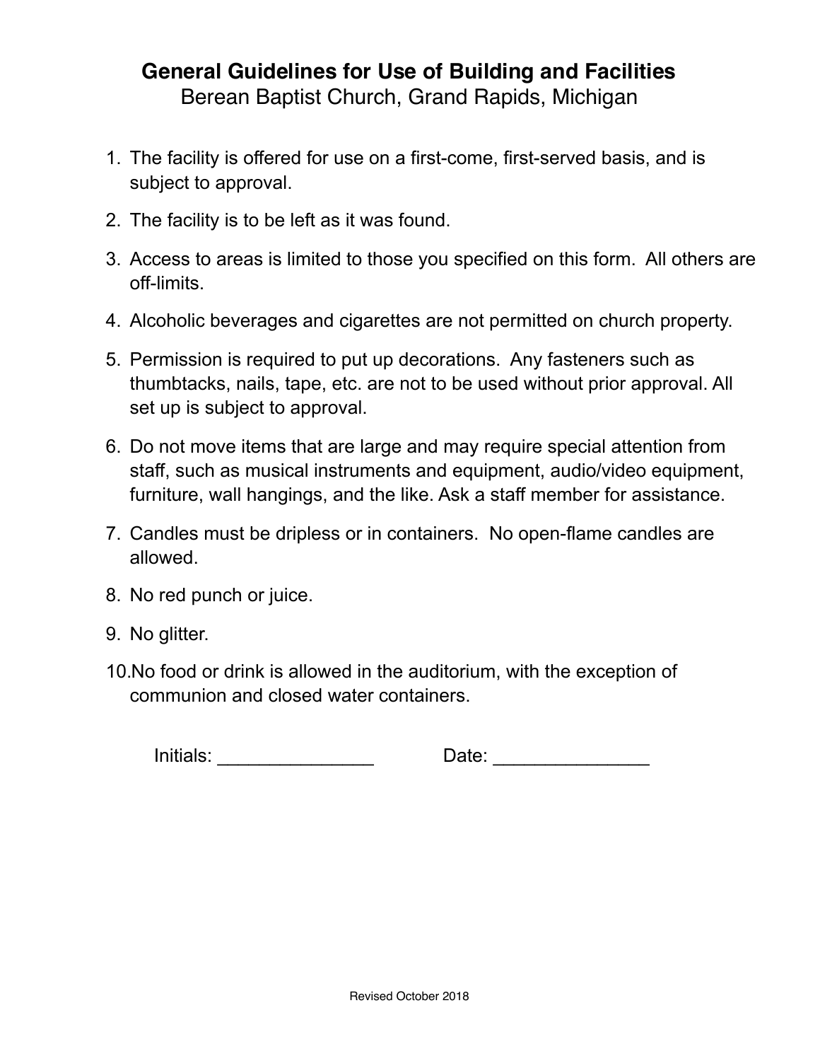# General Guidelines for Use of Building and Facilities

Berean Baptist Church, Grand Rapids, Michigan

1. The facility is offered for use on a first-come, first-served basis, and is subject to approval.
2. The facility is to be left as it was found.
3. Access to areas is limited to those you specified on this form. All others are off-limits.
4. Alcoholic beverages and cigarettes are not permitted on church property.
5. Permission is required to put up decorations. Any fasteners such as thumbtacks, nails, tape, etc. are not to be used without prior approval. All set up is subject to approval.
6. Do not move items that are large and may require special attention from staff, such as musical instruments and equipment, audio/video equipment, furniture, wall hangings, and the like. Ask a staff member for assistance.
7. Candles must be dripless or in containers. No open-flame candles are allowed.
8. No red punch or juice.
9. No glitter.
10. No food or drink is allowed in the auditorium, with the exception of communion and closed water containers.

Initials: _______________ Date: _______________

Revised October 2018